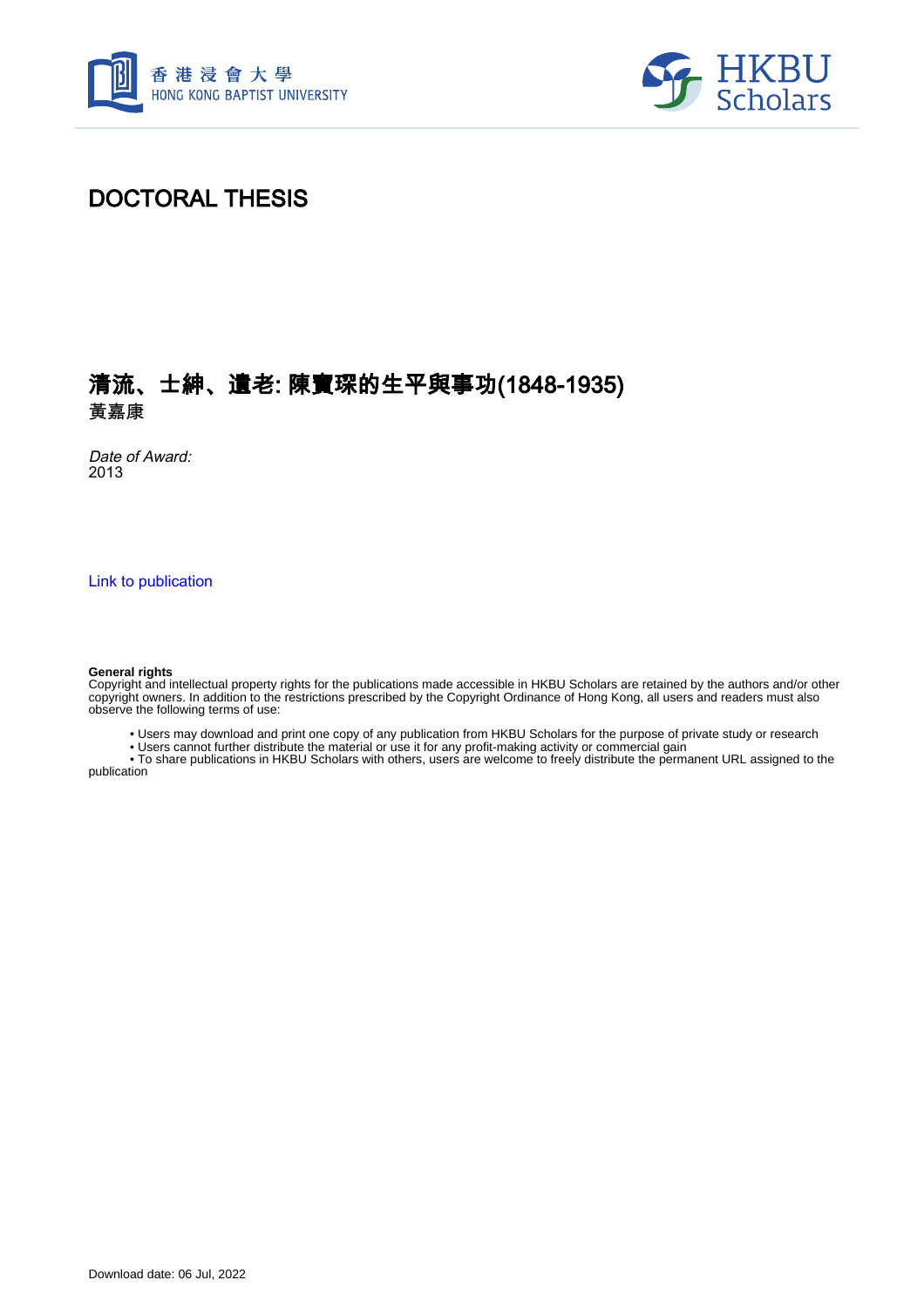# DOCTORAL THESIS

## 清流、士紳、遺老: 陳寶琛的生平與事功(1848-1935)

**黃嘉康**

*Date of Award:*
2013

Link to publication

**General rights**
Copyright and intellectual property rights for the publications made accessible in HKBU Scholars are retained by the authors and/or other copyright owners. In addition to the restrictions prescribed by the Copyright Ordinance of Hong Kong, all users and readers must also observe the following terms of use:

- Users may download and print one copy of any publication from HKBU Scholars for the purpose of private study or research
- Users cannot further distribute the material or use it for any profit-making activity or commercial gain
- To share publications in HKBU Scholars with others, users are welcome to freely distribute the permanent URL assigned to the publication

Download date: 06 Jul, 2022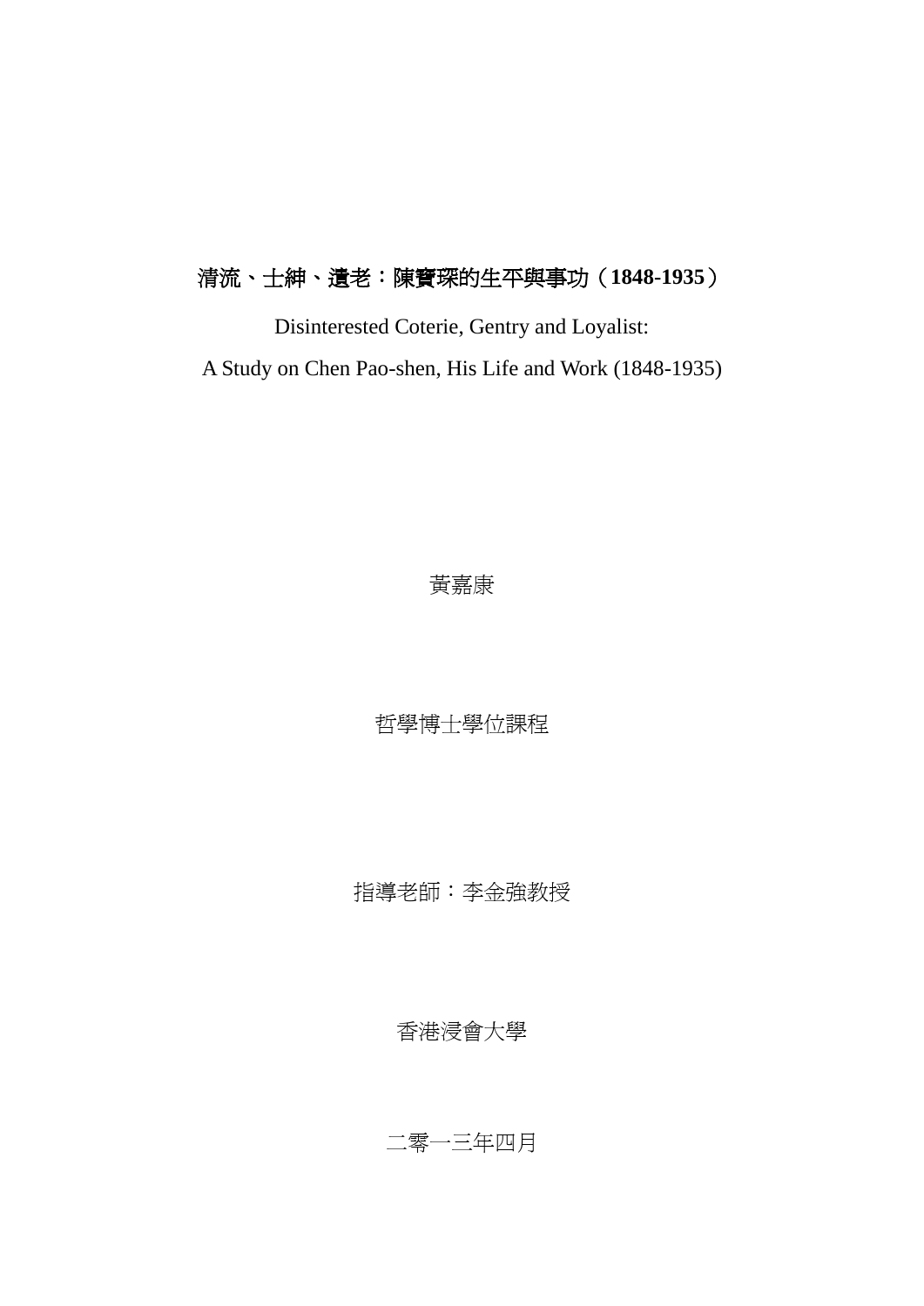# 清流、士紳、遺老：陳寶琛的生平與事功（1848-1935）

Disinterested Coterie, Gentry and Loyalist:

A Study on Chen Pao-shen, His Life and Work (1848-1935)

黃嘉康

哲學博士學位課程

指導老師：李金強教授

香港浸會大學

二零一三年四月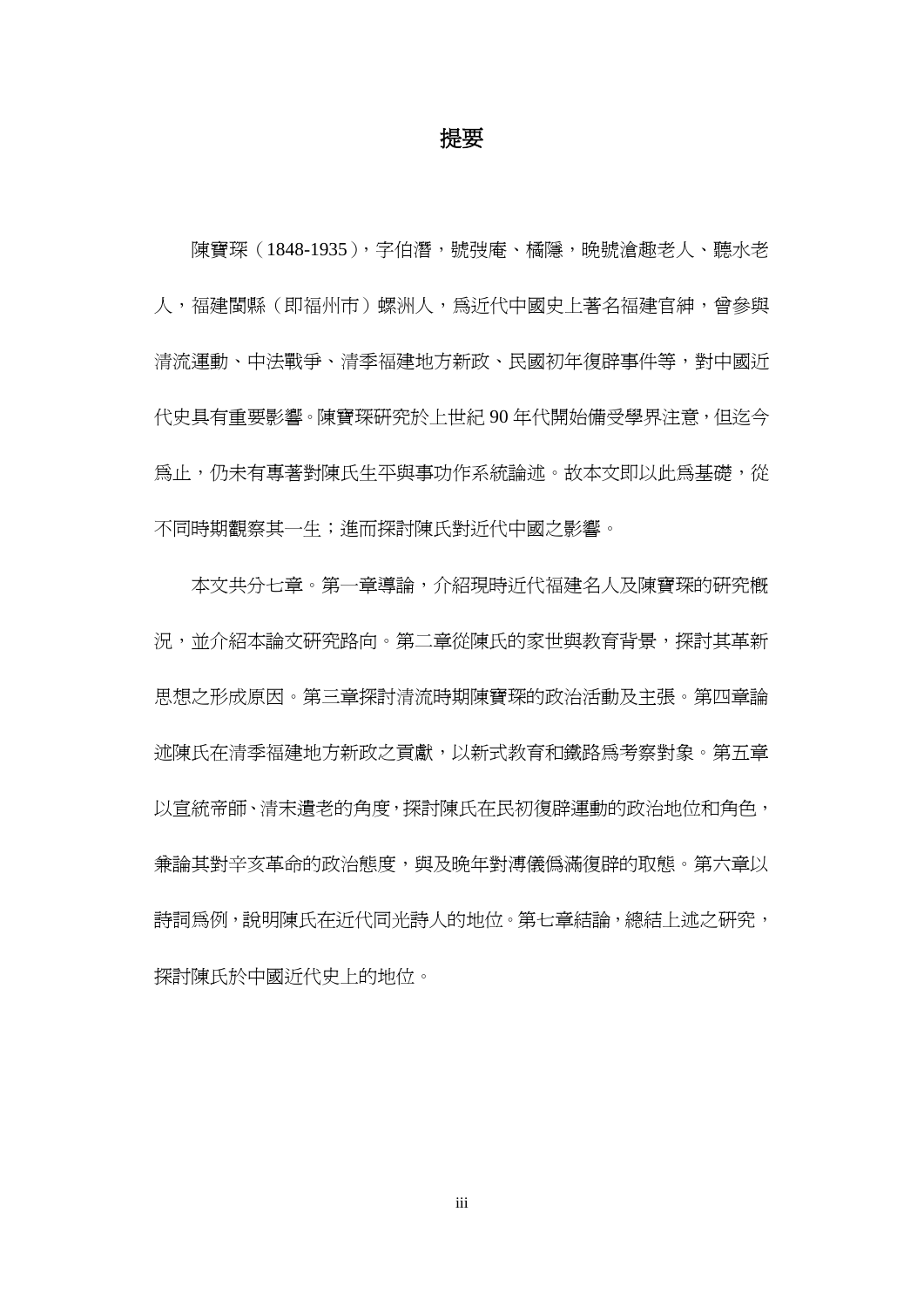# 提要

陳寶琛（1848-1935），字伯潛，號弢庵、橘隱，晚號滄趣老人、聽水老人，福建閩縣（即福州市）螺洲人，為近代中國史上著名福建官紳，曾參與清流運動、中法戰爭、清季福建地方新政、民國初年復辟事件等，對中國近代史具有重要影響。陳寶琛研究於上世紀 90 年代開始備受學界注意，但迄今為止，仍未有專著對陳氏生平與事功作系統論述。故本文即以此為基礎，從不同時期觀察其一生；進而探討陳氏對近代中國之影響。

本文共分七章。第一章導論，介紹現時近代福建名人及陳寶琛的研究概況，並介紹本論文研究路向。第二章從陳氏的家世與教育背景，探討其革新思想之形成原因。第三章探討清流時期陳寶琛的政治活動及主張。第四章論述陳氏在清季福建地方新政之貢獻，以新式教育和鐵路為考察對象。第五章以宣統帝師、清末遺老的角度，探討陳氏在民初復辟運動的政治地位和角色，兼論其對辛亥革命的政治態度，與及晚年對溥儀偽滿復辟的取態。第六章以詩詞為例，說明陳氏在近代同光詩人的地位。第七章結論，總結上述之研究，探討陳氏於中國近代史上的地位。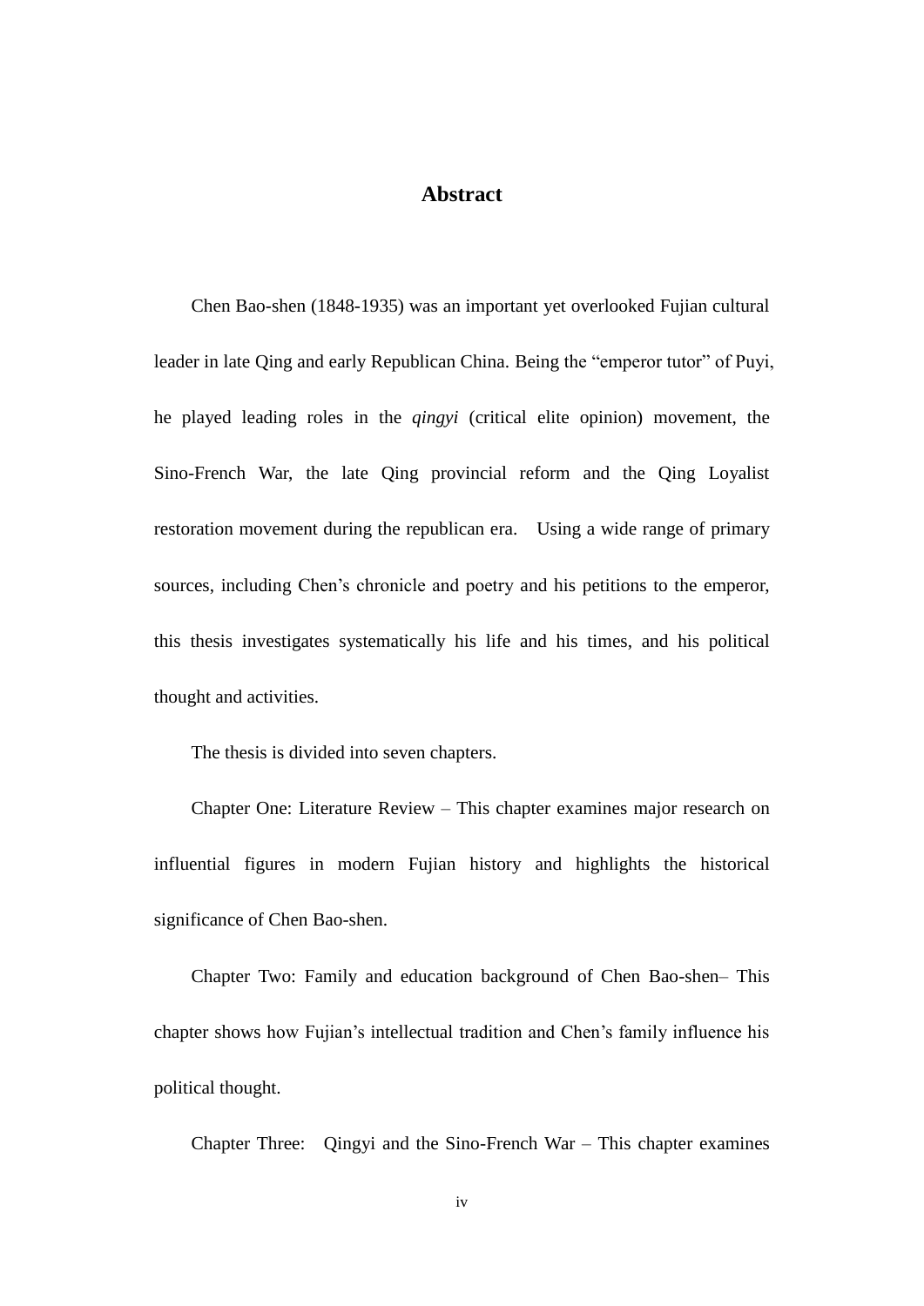# Abstract

Chen Bao-shen (1848-1935) was an important yet overlooked Fujian cultural leader in late Qing and early Republican China. Being the “emperor tutor” of Puyi, he played leading roles in the *qingyi* (critical elite opinion) movement, the Sino-French War, the late Qing provincial reform and the Qing Loyalist restoration movement during the republican era. Using a wide range of primary sources, including Chen’s chronicle and poetry and his petitions to the emperor, this thesis investigates systematically his life and his times, and his political thought and activities.

The thesis is divided into seven chapters.

Chapter One: Literature Review – This chapter examines major research on influential figures in modern Fujian history and highlights the historical significance of Chen Bao-shen.

Chapter Two: Family and education background of Chen Bao-shen– This chapter shows how Fujian’s intellectual tradition and Chen’s family influence his political thought.

Chapter Three: Qingyi and the Sino-French War – This chapter examines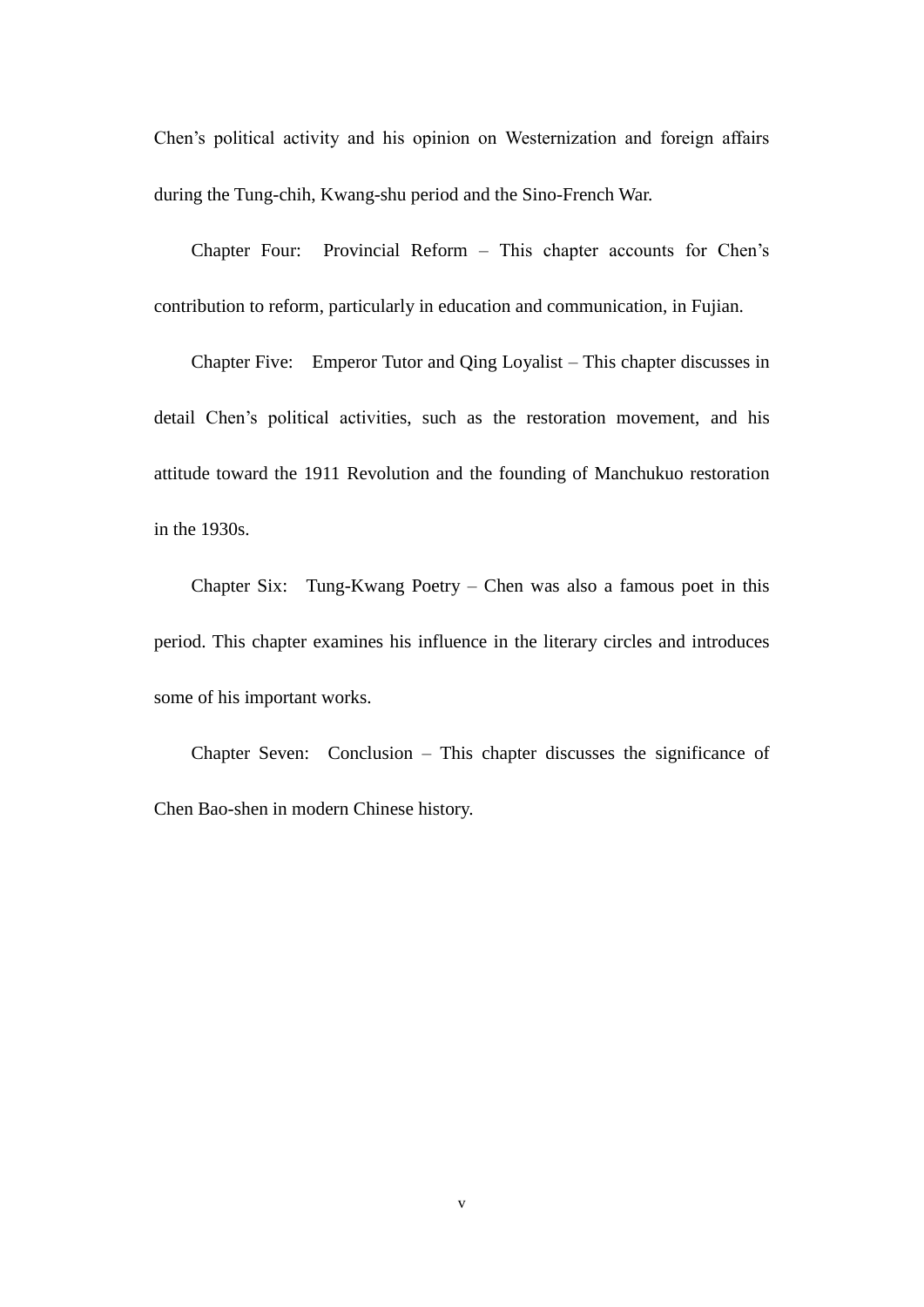Chen's political activity and his opinion on Westernization and foreign affairs during the Tung-chih, Kwang-shu period and the Sino-French War.

Chapter Four: Provincial Reform – This chapter accounts for Chen's contribution to reform, particularly in education and communication, in Fujian.

Chapter Five: Emperor Tutor and Qing Loyalist – This chapter discusses in detail Chen's political activities, such as the restoration movement, and his attitude toward the 1911 Revolution and the founding of Manchukuo restoration in the 1930s.

Chapter Six: Tung-Kwang Poetry – Chen was also a famous poet in this period. This chapter examines his influence in the literary circles and introduces some of his important works.

Chapter Seven: Conclusion – This chapter discusses the significance of Chen Bao-shen in modern Chinese history.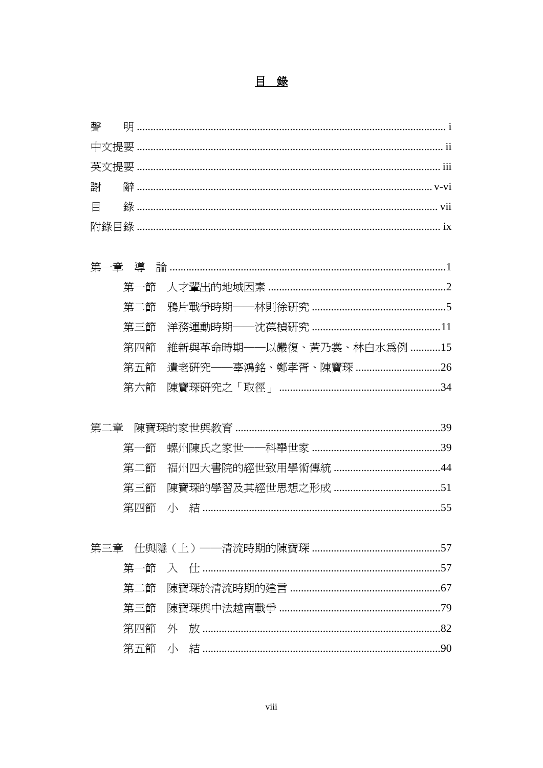# 目 錄

聲　明 ........................................................................................................ i
中文提要 ..................................................................................................... ii
英文提要 .................................................................................................... iii
謝　辭 ................................................................................................... v-vi
目　錄 ..................................................................................................... vii
附錄目錄 .................................................................................................... ix

第一章　導　論 ..............................................................................................1
　　第一節　人才輩出的地域因素 ...............................................................2
　　第二節　鴉片戰爭時期——林則徐研究 ................................................5
　　第三節　洋務運動時期——沈葆楨研究 ..............................................11
　　第四節　維新與革命時期——以嚴復、黃乃裳、林白水爲例 ...........15
　　第五節　遺老研究——辜鴻銘、鄭孝胥、陳寶琛 ..............................26
　　第六節　陳寶琛研究之「取徑」 ..........................................................34

第二章　陳寶琛的家世與教育 ......................................................................39
　　第一節　螺州陳氏之家世——科舉世家 ..............................................39
　　第二節　福州四大書院的經世致用學術傳統 ......................................44
　　第三節　陳寶琛的學習及其經世思想之形成 ......................................51
　　第四節　小　結 ......................................................................................55

第三章　仕與隱（上）——清流時期的陳寶琛 ............................................57
　　第一節　入　仕 ......................................................................................57
　　第二節　陳寶琛於清流時期的建言 ......................................................67
　　第三節　陳寶琛與中法越南戰爭 ..........................................................79
　　第四節　外　放 ......................................................................................82
　　第五節　小　結 ......................................................................................90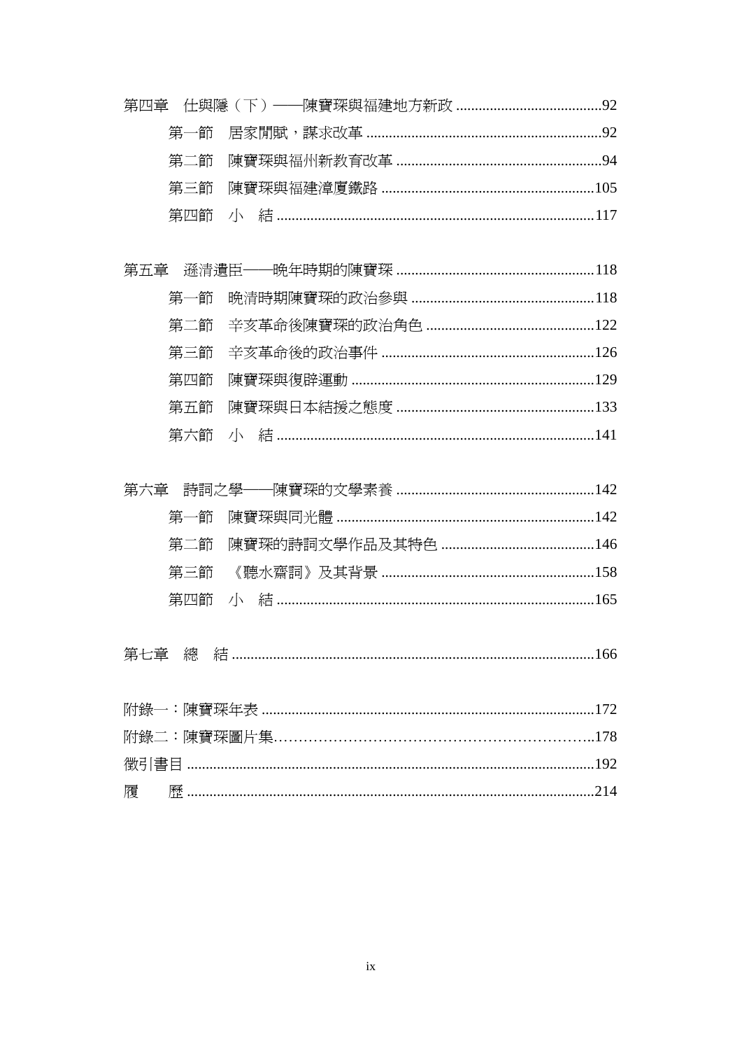第四章　仕與隱（下）——陳寶琛與福建地方新政 .......................................92

　　第一節　居家閒賦，謀求改革 ..............................................................92

　　第二節　陳寶琛與福州新教育改革 ......................................................94

　　第三節　陳寶琛與福建漳廈鐵路 ........................................................105

　　第四節　小　結 ....................................................................................117

第五章　遜清遺臣——晚年時期的陳寶琛 ....................................................118

　　第一節　晚清時期陳寶琛的政治參與 ................................................118

　　第二節　辛亥革命後陳寶琛的政治角色 ............................................122

　　第三節　辛亥革命後的政治事件 ........................................................126

　　第四節　陳寶琛與復辟運動 ................................................................129

　　第五節　陳寶琛與日本結援之態度 ....................................................133

　　第六節　小　結 ....................................................................................141

第六章　詩詞之學——陳寶琛的文學素養 ....................................................142

　　第一節　陳寶琛與同光體 ....................................................................142

　　第二節　陳寶琛的詩詞文學作品及其特色 ........................................146

　　第三節　《聽水齋詞》及其背景 ........................................................158

　　第四節　小　結 ....................................................................................165

第七章　總　結 ................................................................................................166

附錄一：陳寶琛年表 ........................................................................................172

附錄二：陳寶琛圖片集……………………………………………………..178

徵引書目 ............................................................................................................192

履　　歷 ............................................................................................................214